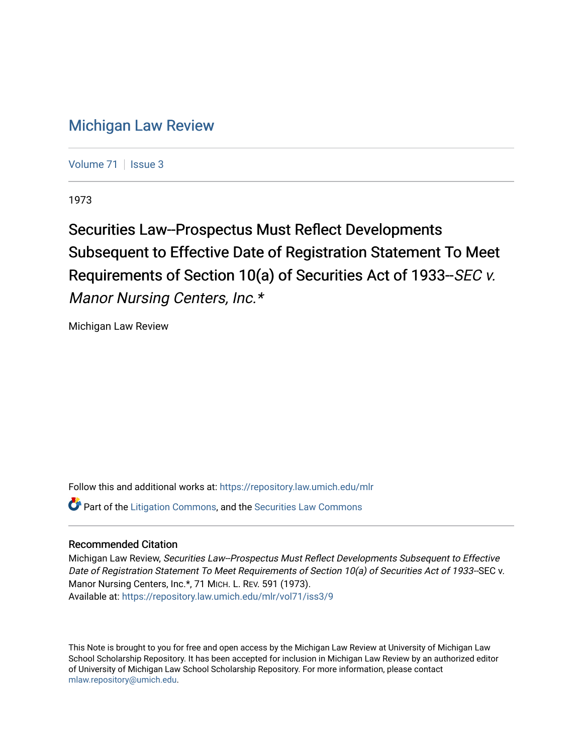# Michigan Law Review

Volume 71 | Issue 3

1973

## Securities Law--Prospectus Must Reflect Developments Subsequent to Effective Date of Registration Statement To Meet Requirements of Section 10(a) of Securities Act of 1933--*SEC v. Manor Nursing Centers, Inc.**

Michigan Law Review

Follow this and additional works at: https://repository.law.umich.edu/mlr

Part of the Litigation Commons, and the Securities Law Commons

### Recommended Citation

Michigan Law Review, *Securities Law--Prospectus Must Reflect Developments Subsequent to Effective Date of Registration Statement To Meet Requirements of Section 10(a) of Securities Act of 1933*--SEC v. Manor Nursing Centers, Inc.*, 71 MICH. L. REV. 591 (1973).
Available at: https://repository.law.umich.edu/mlr/vol71/iss3/9

This Note is brought to you for free and open access by the Michigan Law Review at University of Michigan Law School Scholarship Repository. It has been accepted for inclusion in Michigan Law Review by an authorized editor of University of Michigan Law School Scholarship Repository. For more information, please contact mlaw.repository@umich.edu.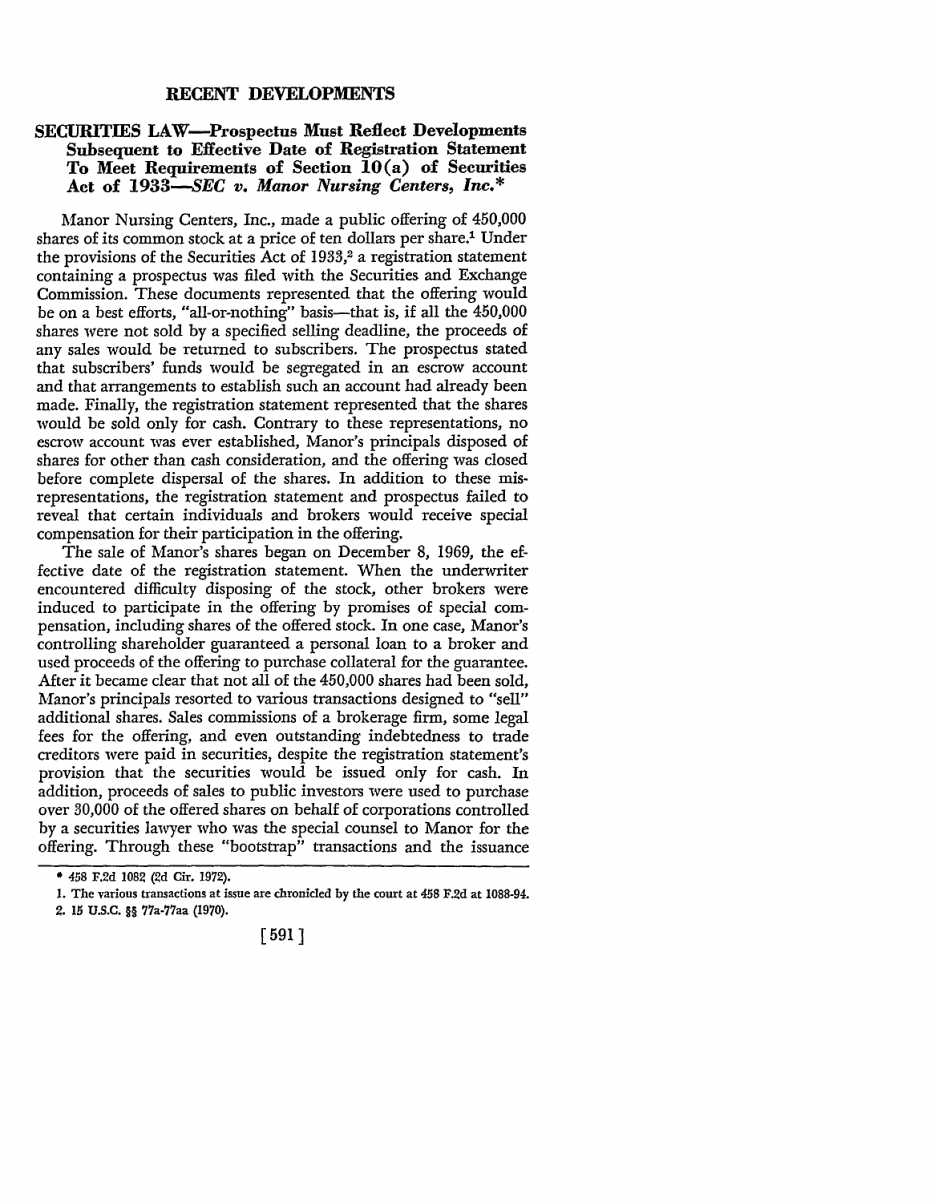## RECENT DEVELOPMENTS

### SECURITIES LAW—Prospectus Must Reflect Developments Subsequent to Effective Date of Registration Statement To Meet Requirements of Section 10(a) of Securities Act of 1933—*SEC v. Manor Nursing Centers, Inc.**

Manor Nursing Centers, Inc., made a public offering of 450,000 shares of its common stock at a price of ten dollars per share.[1] Under the provisions of the Securities Act of 1933,[2] a registration statement containing a prospectus was filed with the Securities and Exchange Commission. These documents represented that the offering would be on a best efforts, "all-or-nothing" basis—that is, if all the 450,000 shares were not sold by a specified selling deadline, the proceeds of any sales would be returned to subscribers. The prospectus stated that subscribers' funds would be segregated in an escrow account and that arrangements to establish such an account had already been made. Finally, the registration statement represented that the shares would be sold only for cash. Contrary to these representations, no escrow account was ever established, Manor's principals disposed of shares for other than cash consideration, and the offering was closed before complete dispersal of the shares. In addition to these misrepresentations, the registration statement and prospectus failed to reveal that certain individuals and brokers would receive special compensation for their participation in the offering.

The sale of Manor's shares began on December 8, 1969, the effective date of the registration statement. When the underwriter encountered difficulty disposing of the stock, other brokers were induced to participate in the offering by promises of special compensation, including shares of the offered stock. In one case, Manor's controlling shareholder guaranteed a personal loan to a broker and used proceeds of the offering to purchase collateral for the guarantee. After it became clear that not all of the 450,000 shares had been sold, Manor's principals resorted to various transactions designed to "sell" additional shares. Sales commissions of a brokerage firm, some legal fees for the offering, and even outstanding indebtedness to trade creditors were paid in securities, despite the registration statement's provision that the securities would be issued only for cash. In addition, proceeds of sales to public investors were used to purchase over 30,000 of the offered shares on behalf of corporations controlled by a securities lawyer who was the special counsel to Manor for the offering. Through these "bootstrap" transactions and the issuance

---

\* 458 F.2d 1082 (2d Cir. 1972).

1. The various transactions at issue are chronicled by the court at 458 F.2d at 1088-94.

2. 15 U.S.C. §§ 77a-77aa (1970).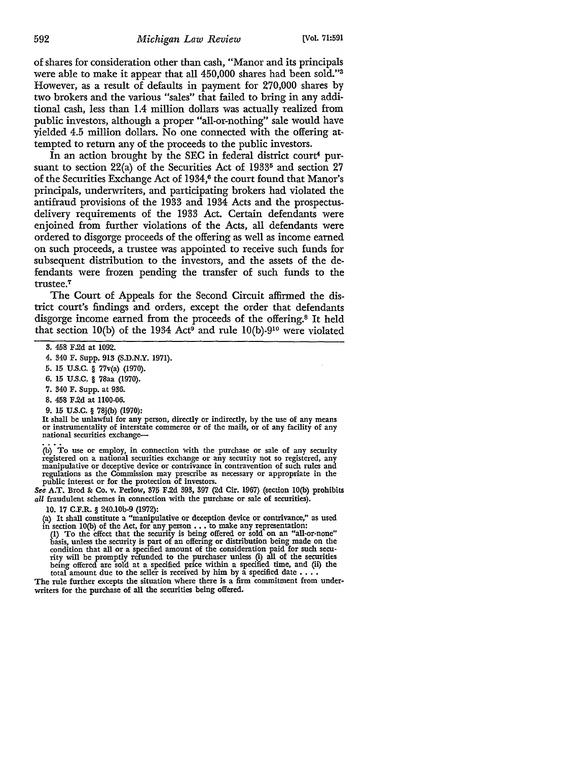of shares for consideration other than cash, "Manor and its principals were able to make it appear that all 450,000 shares had been sold."[3] However, as a result of defaults in payment for 270,000 shares by two brokers and the various "sales" that failed to bring in any additional cash, less than 1.4 million dollars was actually realized from public investors, although a proper "all-or-nothing" sale would have yielded 4.5 million dollars. No one connected with the offering attempted to return any of the proceeds to the public investors.

In an action brought by the SEC in federal district court[4] pursuant to section 22(a) of the Securities Act of 1933[5] and section 27 of the Securities Exchange Act of 1934,[6] the court found that Manor's principals, underwriters, and participating brokers had violated the antifraud provisions of the 1933 and 1934 Acts and the prospectus-delivery requirements of the 1933 Act. Certain defendants were enjoined from further violations of the Acts, all defendants were ordered to disgorge proceeds of the offering as well as income earned on such proceeds, a trustee was appointed to receive such funds for subsequent distribution to the investors, and the assets of the defendants were frozen pending the transfer of such funds to the trustee.[7]

The Court of Appeals for the Second Circuit affirmed the district court's findings and orders, except the order that defendants disgorge income earned from the proceeds of the offering.[8] It held that section 10(b) of the 1934 Act[9] and rule 10(b)-9[10] were violated

---

3. 458 F.2d at 1092.

4. 340 F. Supp. 913 (S.D.N.Y. 1971).

5. 15 U.S.C. § 77v(a) (1970).

6. 15 U.S.C. § 78aa (1970).

7. 340 F. Supp. at 936.

8. 458 F.2d at 1100-06.

9. 15 U.S.C. § 78j(b) (1970):

It shall be unlawful for any person, directly or indirectly, by the use of any means or instrumentality of interstate commerce or of the mails, or of any facility of any national securities exchange—

. . . .

(b) To use or employ, in connection with the purchase or sale of any security registered on a national securities exchange or any security not so registered, any manipulative or deceptive device or contrivance in contravention of such rules and regulations as the Commission may prescribe as necessary or appropriate in the public interest or for the protection of investors.

*See* A.T. Brod & Co. v. Perlow, 375 F.2d 393, 397 (2d Cir. 1967) (section 10(b) prohibits *all* fraudulent schemes in connection with the purchase or sale of securities).

10. 17 C.F.R. § 240.10b-9 (1972):

(a) It shall constitute a "manipulative or deception device or contrivance," as used in section 10(b) of the Act, for any person . . . to make any representation:

(1) To the effect that the security is being offered or sold on an "all-or-none" basis, unless the security is part of an offering or distribution being made on the condition that all or a specified amount of the consideration paid for such security will be promptly refunded to the purchaser unless (i) all of the securities being offered are sold at a specified price within a specified time, and (ii) the total amount due to the seller is received by him by a specified date . . . .

The rule further excepts the situation where there is a firm commitment from underwriters for the purchase of all the securities being offered.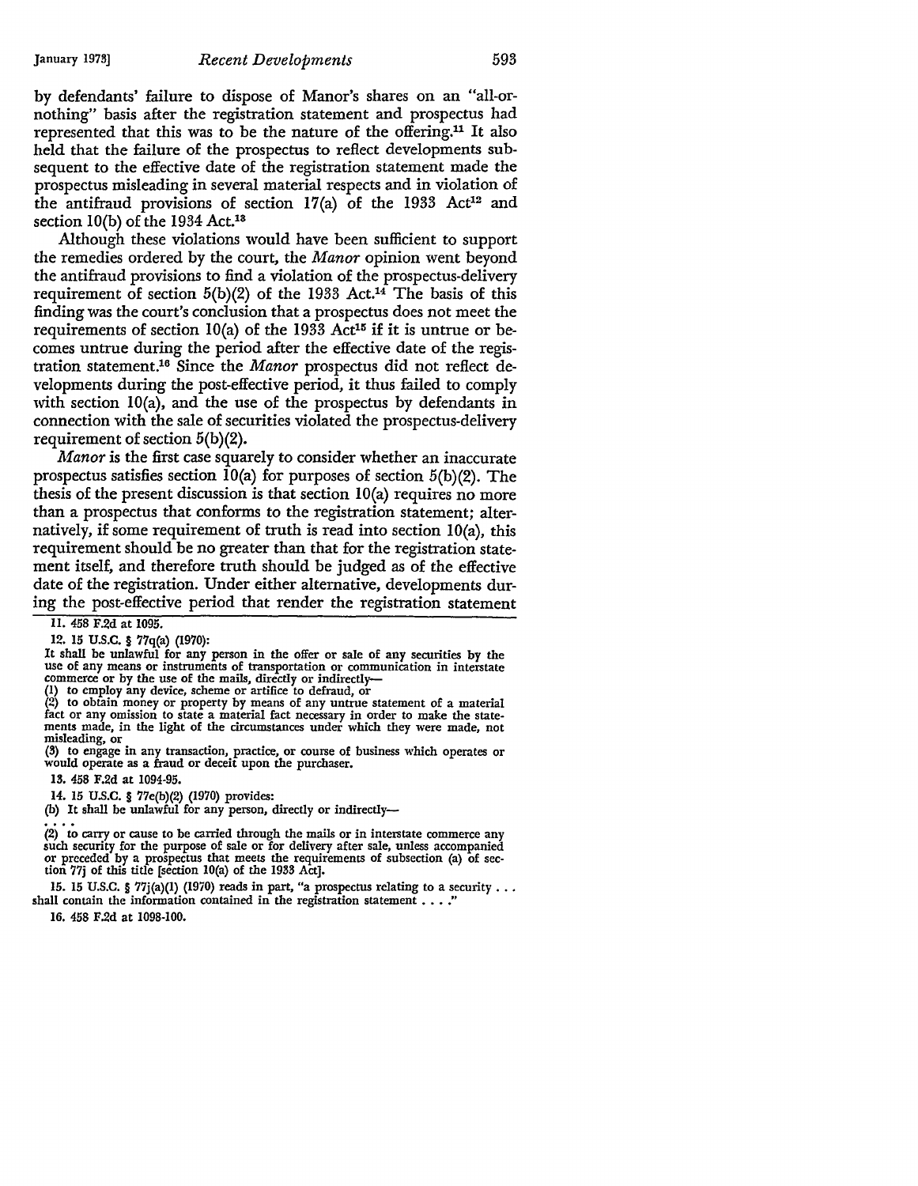by defendants' failure to dispose of Manor's shares on an "all-or-nothing" basis after the registration statement and prospectus had represented that this was to be the nature of the offering.[11] It also held that the failure of the prospectus to reflect developments subsequent to the effective date of the registration statement made the prospectus misleading in several material respects and in violation of the antifraud provisions of section 17(a) of the 1933 Act[12] and section 10(b) of the 1934 Act.[13]

Although these violations would have been sufficient to support the remedies ordered by the court, the *Manor* opinion went beyond the antifraud provisions to find a violation of the prospectus-delivery requirement of section 5(b)(2) of the 1933 Act.[14] The basis of this finding was the court's conclusion that a prospectus does not meet the requirements of section 10(a) of the 1933 Act[15] if it is untrue or becomes untrue during the period after the effective date of the registration statement.[16] Since the *Manor* prospectus did not reflect developments during the post-effective period, it thus failed to comply with section 10(a), and the use of the prospectus by defendants in connection with the sale of securities violated the prospectus-delivery requirement of section 5(b)(2).

*Manor* is the first case squarely to consider whether an inaccurate prospectus satisfies section 10(a) for purposes of section 5(b)(2). The thesis of the present discussion is that section 10(a) requires no more than a prospectus that conforms to the registration statement; alternatively, if some requirement of truth is read into section 10(a), this requirement should be no greater than that for the registration statement itself, and therefore truth should be judged as of the effective date of the registration. Under either alternative, developments during the post-effective period that render the registration statement

---

11. 458 F.2d at 1095.

12. 15 U.S.C. § 77q(a) (1970):

It shall be unlawful for any person in the offer or sale of any securities by the use of any means or instruments of transportation or communication in interstate commerce or by the use of the mails, directly or indirectly—
(1) to employ any device, scheme or artifice to defraud, or
(2) to obtain money or property by means of any untrue statement of a material fact or any omission to state a material fact necessary in order to make the statements made, in the light of the circumstances under which they were made, not misleading, or
(3) to engage in any transaction, practice, or course of business which operates or would operate as a fraud or deceit upon the purchaser.

13. 458 F.2d at 1094-95.

14. 15 U.S.C. § 77e(b)(2) (1970) provides:

(b) It shall be unlawful for any person, directly or indirectly—
. . . .
(2) to carry or cause to be carried through the mails or in interstate commerce any such security for the purpose of sale or for delivery after sale, unless accompanied or preceded by a prospectus that meets the requirements of subsection (a) of section 77j of this title [section 10(a) of the 1933 Act].

15. 15 U.S.C. § 77j(a)(1) (1970) reads in part, "a prospectus relating to a security . . . shall contain the information contained in the registration statement . . . ."

16. 458 F.2d at 1098-100.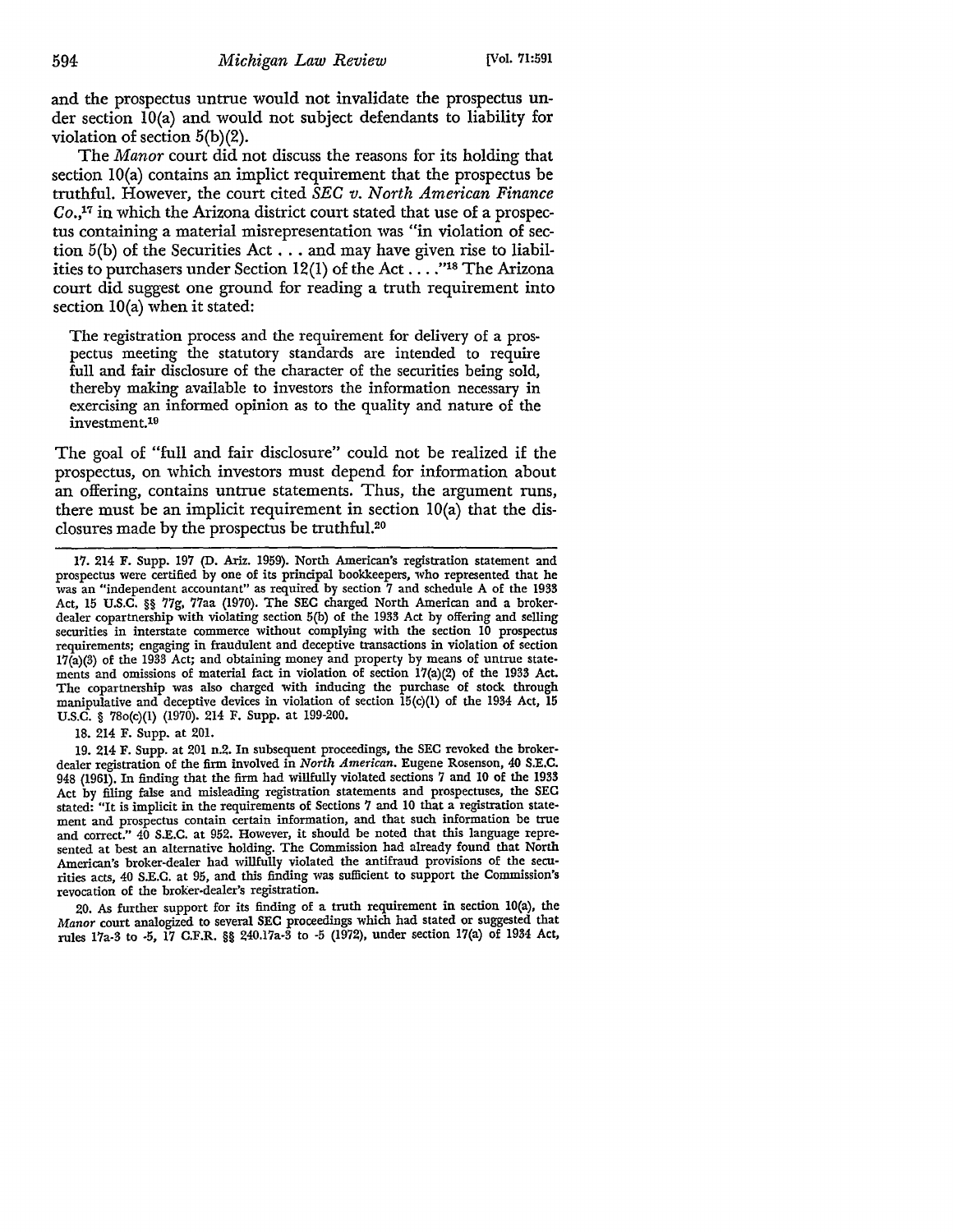and the prospectus untrue would not invalidate the prospectus under section 10(a) and would not subject defendants to liability for violation of section 5(b)(2).

The *Manor* court did not discuss the reasons for its holding that section 10(a) contains an implict requirement that the prospectus be truthful. However, the court cited *SEC v. North American Finance Co.*,[17] in which the Arizona district court stated that use of a prospectus containing a material misrepresentation was "in violation of section 5(b) of the Securities Act . . . and may have given rise to liabilities to purchasers under Section 12(1) of the Act . . . ."[18] The Arizona court did suggest one ground for reading a truth requirement into section 10(a) when it stated:

> The registration process and the requirement for delivery of a prospectus meeting the statutory standards are intended to require full and fair disclosure of the character of the securities being sold, thereby making available to investors the information necessary in exercising an informed opinion as to the quality and nature of the investment.[19]

The goal of "full and fair disclosure" could not be realized if the prospectus, on which investors must depend for information about an offering, contains untrue statements. Thus, the argument runs, there must be an implicit requirement in section 10(a) that the disclosures made by the prospectus be truthful.[20]

---

17. 214 F. Supp. 197 (D. Ariz. 1959). North American's registration statement and prospectus were certified by one of its principal bookkeepers, who represented that he was an "independent accountant" as required by section 7 and schedule A of the 1933 Act, 15 U.S.C. §§ 77g, 77aa (1970). The SEC charged North American and a broker-dealer copartnership with violating section 5(b) of the 1933 Act by offering and selling securities in interstate commerce without complying with the section 10 prospectus requirements; engaging in fraudulent and deceptive transactions in violation of section 17(a)(3) of the 1933 Act; and obtaining money and property by means of untrue statements and omissions of material fact in violation of section 17(a)(2) of the 1933 Act. The copartnership was also charged with inducing the purchase of stock through manipulative and deceptive devices in violation of section 15(c)(1) of the 1934 Act, 15 U.S.C. § 78o(c)(1) (1970). 214 F. Supp. at 199-200.

18. 214 F. Supp. at 201.

19. 214 F. Supp. at 201 n.2. In subsequent proceedings, the SEC revoked the broker-dealer registration of the firm involved in *North American*. Eugene Rosenson, 40 S.E.C. 948 (1961). In finding that the firm had willfully violated sections 7 and 10 of the 1933 Act by filing false and misleading registration statements and prospectuses, the SEC stated: "It is implicit in the requirements of Sections 7 and 10 that a registration statement and prospectus contain certain information, and that such information be true and correct." 40 S.E.C. at 952. However, it should be noted that this language represented at best an alternative holding. The Commission had already found that North American's broker-dealer had willfully violated the antifraud provisions of the securities acts, 40 S.E.C. at 95, and this finding was sufficient to support the Commission's revocation of the broker-dealer's registration.

20. As further support for its finding of a truth requirement in section 10(a), the *Manor* court analogized to several SEC proceedings which had stated or suggested that rules 17a-3 to -5, 17 C.F.R. §§ 240.17a-3 to -5 (1972), under section 17(a) of 1934 Act,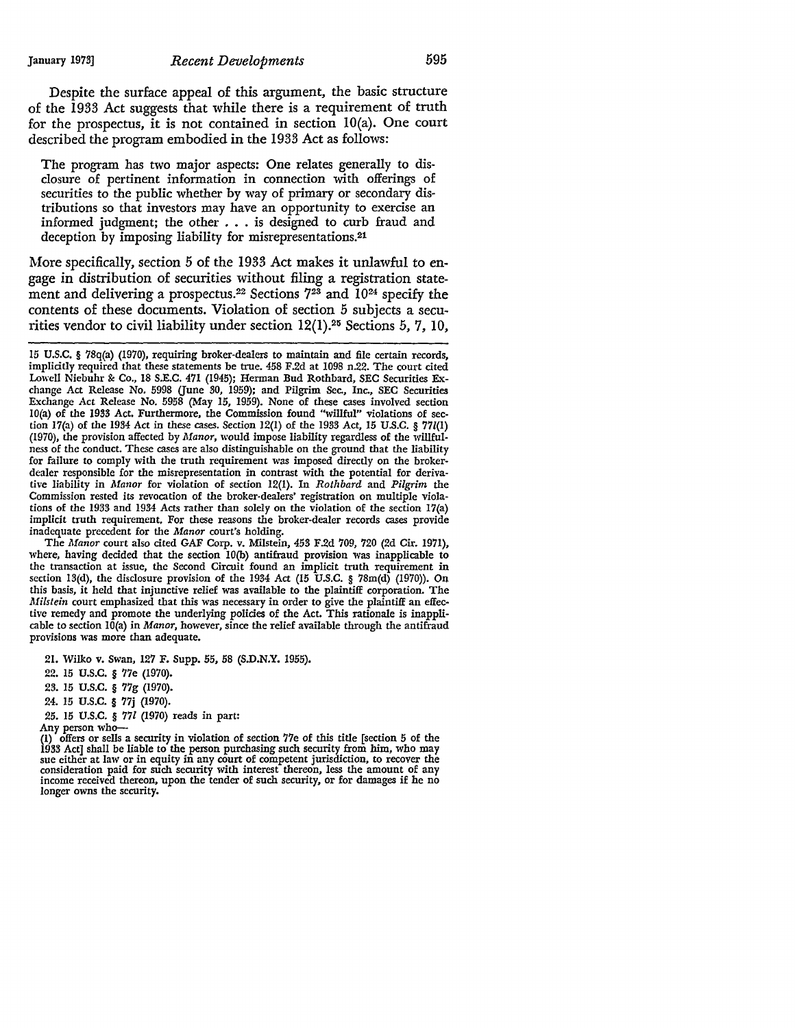Despite the surface appeal of this argument, the basic structure of the 1933 Act suggests that while there is a requirement of truth for the prospectus, it is not contained in section 10(a). One court described the program embodied in the 1933 Act as follows:

> The program has two major aspects: One relates generally to disclosure of pertinent information in connection with offerings of securities to the public whether by way of primary or secondary distributions so that investors may have an opportunity to exercise an informed judgment; the other . . . is designed to curb fraud and deception by imposing liability for misrepresentations.[21]

More specifically, section 5 of the 1933 Act makes it unlawful to engage in distribution of securities without filing a registration statement and delivering a prospectus.[22] Sections 7[23] and 10[24] specify the contents of these documents. Violation of section 5 subjects a securities vendor to civil liability under section 12(1).[25] Sections 5, 7, 10,

---

15 U.S.C. § 78q(a) (1970), requiring broker-dealers to maintain and file certain records, implicitly required that these statements be true. 458 F.2d at 1098 n.22. The court cited Lowell Niebuhr & Co., 18 S.E.C. 471 (1945); Herman Bud Rothbard, SEC Securities Exchange Act Release No. 5998 (June 30, 1959); and Pilgrim Sec., Inc., SEC Securities Exchange Act Release No. 5958 (May 15, 1959). None of these cases involved section 10(a) of the 1933 Act. Furthermore, the Commission found "willful" violations of section 17(a) of the 1934 Act in these cases. Section 12(1) of the 1933 Act, 15 U.S.C. § 77*l*(1) (1970), the provision affected by *Manor*, would impose liability regardless of the willfulness of the conduct. These cases are also distinguishable on the ground that the liability for failure to comply with the truth requirement was imposed directly on the broker-dealer responsible for the misrepresentation in contrast with the potential for derivative liability in *Manor* for violation of section 12(1). In *Rothbard* and *Pilgrim* the Commission rested its revocation of the broker-dealers' registration on multiple violations of the 1933 and 1934 Acts rather than solely on the violation of the section 17(a) implicit truth requirement. For these reasons the broker-dealer records cases provide inadequate precedent for the *Manor* court's holding.

The *Manor* court also cited GAF Corp. v. Milstein, 453 F.2d 709, 720 (2d Cir. 1971), where, having decided that the section 10(b) antifraud provision was inapplicable to the transaction at issue, the Second Circuit found an implicit truth requirement in section 13(d), the disclosure provision of the 1934 Act (15 U.S.C. § 78m(d) (1970)). On this basis, it held that injunctive relief was available to the plaintiff corporation. The *Milstein* court emphasized that this was necessary in order to give the plaintiff an effective remedy and promote the underlying policies of the Act. This rationale is inapplicable to section 10(a) in *Manor*, however, since the relief available through the antifraud provisions was more than adequate.

21. Wilko v. Swan, 127 F. Supp. 55, 58 (S.D.N.Y. 1955).

22. 15 U.S.C. § 77e (1970).

23. 15 U.S.C. § 77g (1970).

24. 15 U.S.C. § 77j (1970).

25. 15 U.S.C. § 77*l* (1970) reads in part:

Any person who—

(1) offers or sells a security in violation of section 77e of this title [section 5 of the 1933 Act] shall be liable to the person purchasing such security from him, who may sue either at law or in equity in any court of competent jurisdiction, to recover the consideration paid for such security with interest thereon, less the amount of any income received thereon, upon the tender of such security, or for damages if he no longer owns the security.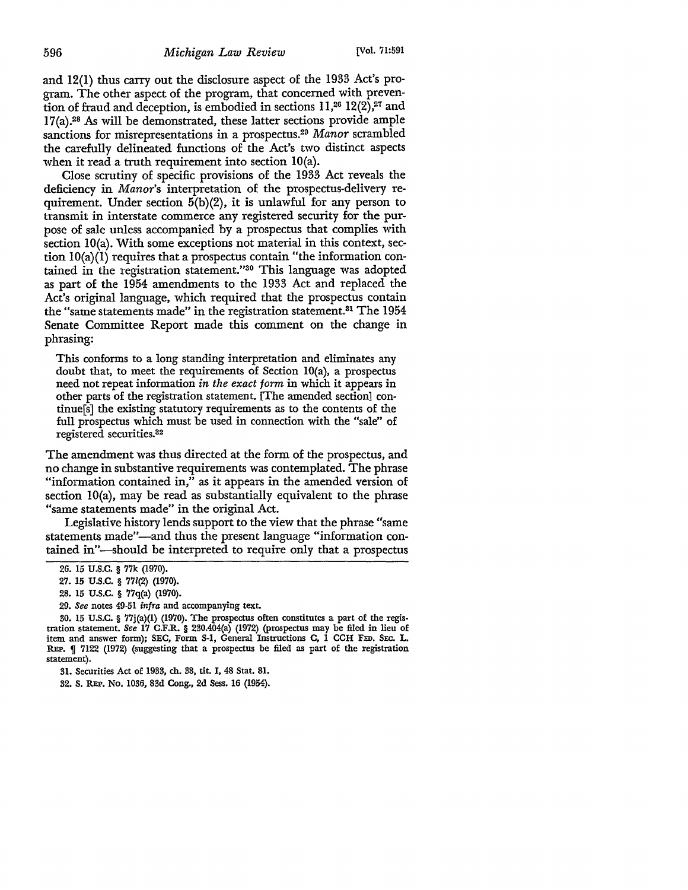and 12(1) thus carry out the disclosure aspect of the 1933 Act's program. The other aspect of the program, that concerned with prevention of fraud and deception, is embodied in sections 11,[26] 12(2),[27] and 17(a).[28] As will be demonstrated, these latter sections provide ample sanctions for misrepresentations in a prospectus.[29] *Manor* scrambled the carefully delineated functions of the Act's two distinct aspects when it read a truth requirement into section 10(a).

Close scrutiny of specific provisions of the 1933 Act reveals the deficiency in *Manor's* interpretation of the prospectus-delivery requirement. Under section 5(b)(2), it is unlawful for any person to transmit in interstate commerce any registered security for the purpose of sale unless accompanied by a prospectus that complies with section 10(a). With some exceptions not material in this context, section 10(a)(1) requires that a prospectus contain "the information contained in the registration statement."[30] This language was adopted as part of the 1954 amendments to the 1933 Act and replaced the Act's original language, which required that the prospectus contain the "same statements made" in the registration statement.[31] The 1954 Senate Committee Report made this comment on the change in phrasing:

> This conforms to a long standing interpretation and eliminates any doubt that, to meet the requirements of Section 10(a), a prospectus need not repeat information *in the exact form* in which it appears in other parts of the registration statement. [The amended section] continue[s] the existing statutory requirements as to the contents of the full prospectus which must be used in connection with the "sale" of registered securities.[32]

The amendment was thus directed at the form of the prospectus, and no change in substantive requirements was contemplated. The phrase "information contained in," as it appears in the amended version of section 10(a), may be read as substantially equivalent to the phrase "same statements made" in the original Act.

Legislative history lends support to the view that the phrase "same statements made"—and thus the present language "information contained in"—should be interpreted to require only that a prospectus

---

26. 15 U.S.C. § 77k (1970).

27. 15 U.S.C. § 77*l*(2) (1970).

28. 15 U.S.C. § 77q(a) (1970).

29. *See* notes 49-51 *infra* and accompanying text.

30. 15 U.S.C. § 77j(a)(1) (1970). The prospectus often constitutes a part of the registration statement. *See* 17 C.F.R. § 230.404(a) (1972) (prospectus may be filed in lieu of item and answer form); SEC, Form S-1, General Instructions C, 1 CCH FED. SEC. L. REP. ¶ 7122 (1972) (suggesting that a prospectus be filed as part of the registration statement).

31. Securities Act of 1933, ch. 38, tit. I, 48 Stat. 81.

32. S. REP. No. 1036, 83d Cong., 2d Sess. 16 (1954).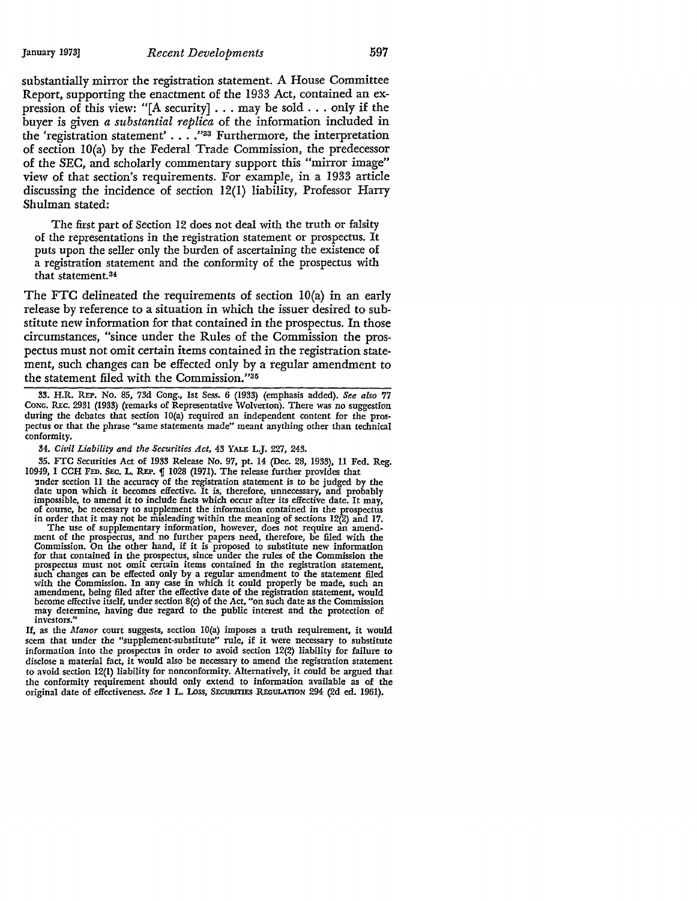substantially mirror the registration statement. A House Committee Report, supporting the enactment of the 1933 Act, contained an expression of this view: "[A security] . . . may be sold . . . only if the buyer is given *a substantial replica* of the information included in the 'registration statement' . . . ."[33] Furthermore, the interpretation of section 10(a) by the Federal Trade Commission, the predecessor of the SEC, and scholarly commentary support this "mirror image" view of that section's requirements. For example, in a 1933 article discussing the incidence of section 12(1) liability, Professor Harry Shulman stated:

> The first part of Section 12 does not deal with the truth or falsity of the representations in the registration statement or prospectus. It puts upon the seller only the burden of ascertaining the existence of a registration statement and the conformity of the prospectus with that statement.[34]

The FTC delineated the requirements of section 10(a) in an early release by reference to a situation in which the issuer desired to substitute new information for that contained in the prospectus. In those circumstances, "since under the Rules of the Commission the prospectus must not omit certain items contained in the registration statement, such changes can be effected only by a regular amendment to the statement filed with the Commission."[35]

---

33. H.R. REP. No. 85, 73d Cong., 1st Sess. 6 (1933) (emphasis added). *See also* 77 CONG. REC. 2931 (1933) (remarks of Representative Wolverton). There was no suggestion during the debates that section 10(a) required an independent content for the prospectus or that the phrase "same statements made" meant anything other than technical conformity.

34. *Civil Liability and the Securities Act*, 43 YALE L.J. 227, 243.

35. FTC Securities Act of 1933 Release No. 97, pt. 14 (Dec. 28, 1933), 11 Fed. Reg. 10949, 1 CCH FED. SEC. L. REP. ¶ 1028 (1971). The release further provides that

> under section 11 the accuracy of the registration statement is to be judged by the date upon which it becomes effective. It is, therefore, unnecessary, and probably impossible, to amend it to include facts which occur after its effective date. It may, of course, be necessary to supplement the information contained in the prospectus in order that it may not be misleading within the meaning of sections 12(2) and 17.
>
> The use of supplementary information, however, does not require an amendment of the prospectus, and no further papers need, therefore, be filed with the Commission. On the other hand, if it is proposed to substitute new information for that contained in the prospectus, since under the rules of the Commission the prospectus must not omit certain items contained in the registration statement, such changes can be effected only by a regular amendment to the statement filed with the Commission. In any case in which it could properly be made, such an amendment, being filed after the effective date of the registration statement, would become effective itself, under section 8(c) of the Act, "on such date as the Commission may determine, having due regard to the public interest and the protection of investors."

If, as the *Manor* court suggests, section 10(a) imposes a truth requirement, it would seem that under the "supplement-substitute" rule, if it were necessary to substitute information into the prospectus in order to avoid section 12(2) liability for failure to disclose a material fact, it would also be necessary to amend the registration statement to avoid section 12(1) liability for nonconformity. Alternatively, it could be argued that the conformity requirement should only extend to information available as of the original date of effectiveness. *See* 1 L. LOSS, SECURITIES REGULATION 294 (2d ed. 1961).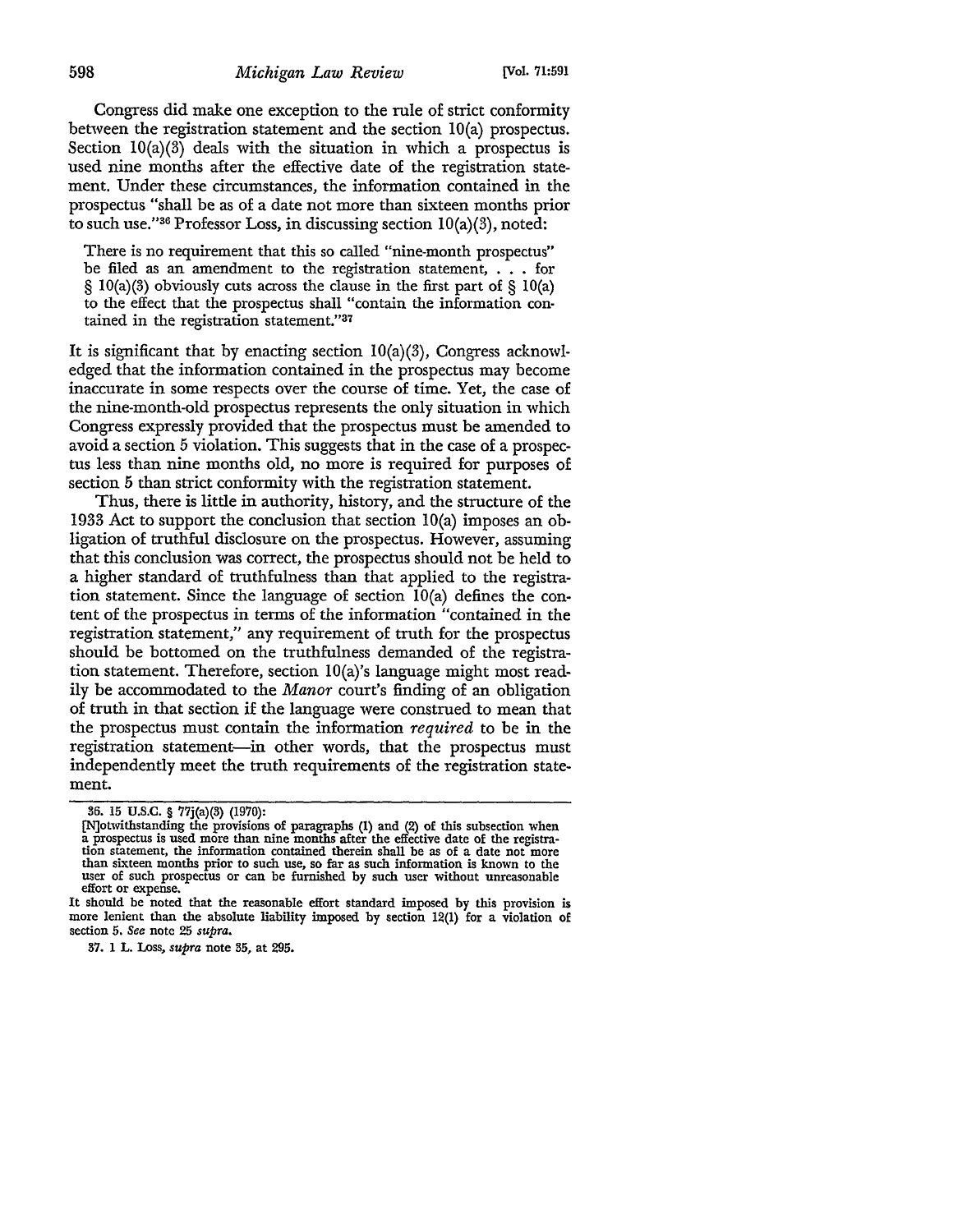Congress did make one exception to the rule of strict conformity between the registration statement and the section 10(a) prospectus. Section 10(a)(3) deals with the situation in which a prospectus is used nine months after the effective date of the registration statement. Under these circumstances, the information contained in the prospectus "shall be as of a date not more than sixteen months prior to such use."[36] Professor Loss, in discussing section 10(a)(3), noted:

> There is no requirement that this so called "nine-month prospectus" be filed as an amendment to the registration statement, . . . for § 10(a)(3) obviously cuts across the clause in the first part of § 10(a) to the effect that the prospectus shall "contain the information contained in the registration statement."[37]

It is significant that by enacting section 10(a)(3), Congress acknowledged that the information contained in the prospectus may become inaccurate in some respects over the course of time. Yet, the case of the nine-month-old prospectus represents the only situation in which Congress expressly provided that the prospectus must be amended to avoid a section 5 violation. This suggests that in the case of a prospectus less than nine months old, no more is required for purposes of section 5 than strict conformity with the registration statement.

Thus, there is little in authority, history, and the structure of the 1933 Act to support the conclusion that section 10(a) imposes an obligation of truthful disclosure on the prospectus. However, assuming that this conclusion was correct, the prospectus should not be held to a higher standard of truthfulness than that applied to the registration statement. Since the language of section 10(a) defines the content of the prospectus in terms of the information "contained in the registration statement," any requirement of truth for the prospectus should be bottomed on the truthfulness demanded of the registration statement. Therefore, section 10(a)'s language might most readily be accommodated to the *Manor* court's finding of an obligation of truth in that section if the language were construed to mean that the prospectus must contain the information *required* to be in the registration statement—in other words, that the prospectus must independently meet the truth requirements of the registration statement.

---

36. 15 U.S.C. § 77j(a)(3) (1970):

[N]otwithstanding the provisions of paragraphs (1) and (2) of this subsection when a prospectus is used more than nine months after the effective date of the registration statement, the information contained therein shall be as of a date not more than sixteen months prior to such use, so far as such information is known to the user of such prospectus or can be furnished by such user without unreasonable effort or expense.

It should be noted that the reasonable effort standard imposed by this provision is more lenient than the absolute liability imposed by section 12(1) for a violation of section 5. *See* note 25 *supra*.

37. 1 L. Loss, *supra* note 35, at 295.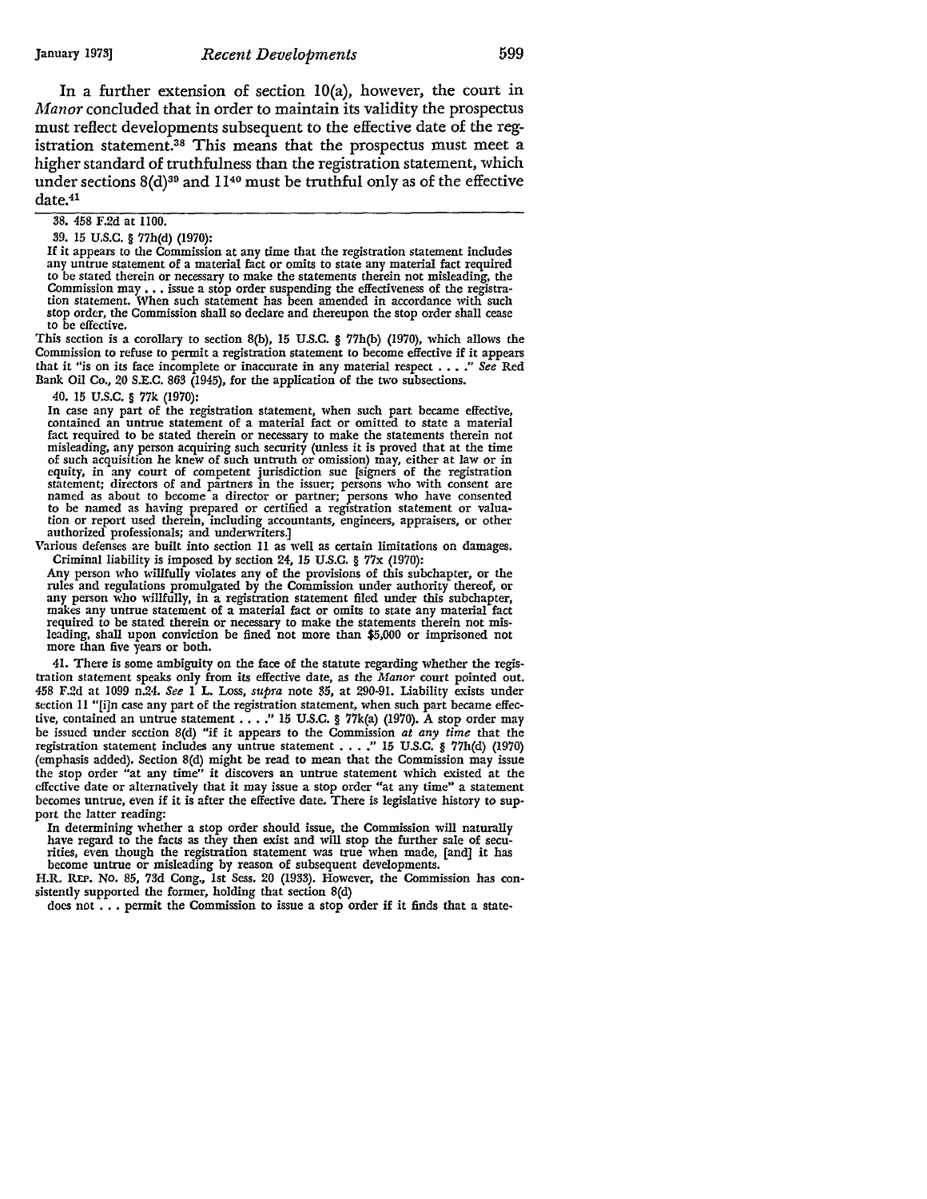In a further extension of section 10(a), however, the court in *Manor* concluded that in order to maintain its validity the prospectus must reflect developments subsequent to the effective date of the registration statement.[38] This means that the prospectus must meet a higher standard of truthfulness than the registration statement, which under sections 8(d)[39] and 11[40] must be truthful only as of the effective date.[41]

---

38. 458 F.2d at 1100.

39. 15 U.S.C. § 77h(d) (1970):

> If it appears to the Commission at any time that the registration statement includes any untrue statement of a material fact or omits to state any material fact required to be stated therein or necessary to make the statements therein not misleading, the Commission may . . . issue a stop order suspending the effectiveness of the registration statement. When such statement has been amended in accordance with such stop order, the Commission shall so declare and thereupon the stop order shall cease to be effective.

This section is a corollary to section 8(b), 15 U.S.C. § 77h(b) (1970), which allows the Commission to refuse to permit a registration statement to become effective if it appears that it "is on its face incomplete or inaccurate in any material respect . . . ." *See* Red Bank Oil Co., 20 S.E.C. 863 (1945), for the application of the two subsections.

40. 15 U.S.C. § 77k (1970):

> In case any part of the registration statement, when such part became effective, contained an untrue statement of a material fact or omitted to state a material fact required to be stated therein or necessary to make the statements therein not misleading, any person acquiring such security (unless it is proved that at the time of such acquisition he knew of such untruth or omission) may, either at law or in equity, in any court of competent jurisdiction sue [signers of the registration statement; directors of and partners in the issuer; persons who with consent are named as about to become a director or partner; persons who have consented to be named as having prepared or certified a registration statement or valuation or report used therein, including accountants, engineers, appraisers, or other authorized professionals; and underwriters.]

Various defenses are built into section 11 as well as certain limitations on damages.

Criminal liability is imposed by section 24, 15 U.S.C. § 77x (1970):

> Any person who willfully violates any of the provisions of this subchapter, or the rules and regulations promulgated by the Commission under authority thereof, or any person who willfully, in a registration statement filed under this subchapter, makes any untrue statement of a material fact or omits to state any material fact required to be stated therein or necessary to make the statements therein not misleading, shall upon conviction be fined not more than $5,000 or imprisoned not more than five years or both.

41. There is some ambiguity on the face of the statute regarding whether the registration statement speaks only from its effective date, as the *Manor* court pointed out. 458 F.2d at 1099 n.24. *See* 1 L. Loss, *supra* note 35, at 290-91. Liability exists under section 11 "[i]n case any part of the registration statement, when such part became effective, contained an untrue statement . . . ." 15 U.S.C. § 77k(a) (1970). A stop order may be issued under section 8(d) "if it appears to the Commission *at any time* that the registration statement includes any untrue statement . . . ." 15 U.S.C. § 77h(d) (1970) (emphasis added). Section 8(d) might be read to mean that the Commission may issue the stop order "at any time" it discovers an untrue statement which existed at the effective date or alternatively that it may issue a stop order "at any time" a statement becomes untrue, even if it is after the effective date. There is legislative history to support the latter reading:

> In determining whether a stop order should issue, the Commission will naturally have regard to the facts as they then exist and will stop the further sale of securities, even though the registration statement was true when made, [and] it has become untrue or misleading by reason of subsequent developments.

H.R. REP. NO. 85, 73d Cong., 1st Sess. 20 (1933). However, the Commission has consistently supported the former, holding that section 8(d)

> does not . . . permit the Commission to issue a stop order if it finds that a state-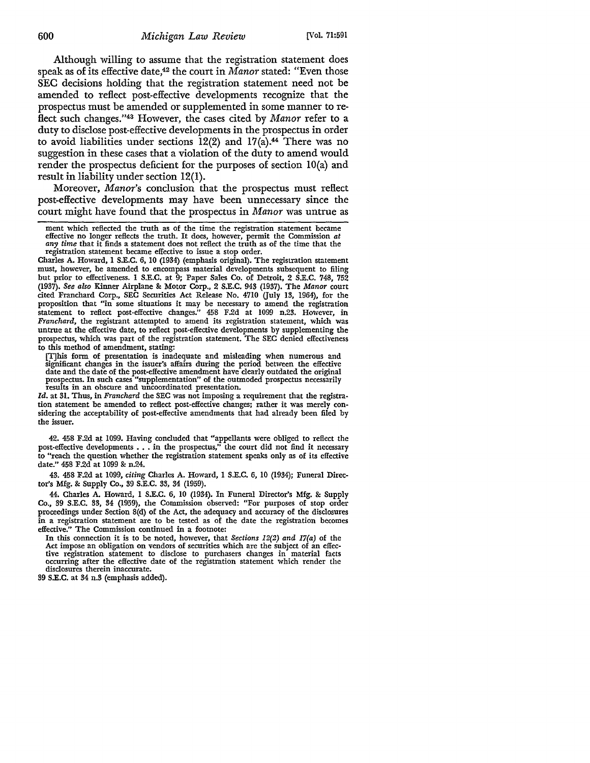Although willing to assume that the registration statement does speak as of its effective date,[42] the court in *Manor* stated: "Even those SEC decisions holding that the registration statement need not be amended to reflect post-effective developments recognize that the prospectus must be amended or supplemented in some manner to reflect such changes."[43] However, the cases cited by *Manor* refer to a duty to disclose post-effective developments in the prospectus in order to avoid liabilities under sections 12(2) and 17(a).[44] There was no suggestion in these cases that a violation of the duty to amend would render the prospectus deficient for the purposes of section 10(a) and result in liability under section 12(1).

Moreover, *Manor's* conclusion that the prospectus must reflect post-effective developments may have been unnecessary since the court might have found that the prospectus in *Manor* was untrue as

---

ment which reflected the truth as of the time the registration statement became effective no longer reflects the truth. It does, however, permit the Commission *at any time* that it finds a statement does not reflect the truth as of the time that the registration statement became effective to issue a stop order.

Charles A. Howard, 1 S.E.C. 6, 10 (1934) (emphasis original). The registration statement must, however, be amended to encompass material developments subsequent to filing but prior to effectiveness. 1 S.E.C. at 9; Paper Sales Co. of Detroit, 2 S.E.C. 748, 752 (1937). *See also* Kinner Airplane & Motor Corp., 2 S.E.C. 943 (1937). The *Manor* court cited Franchard Corp., SEC Securities Act Release No. 4710 (July 13, 1964), for the proposition that "in some situations it may be necessary to amend the registration statement to reflect post-effective changes." 458 F.2d at 1099 n.23. However, in *Franchard*, the registrant attempted to amend its registration statement, which was untrue at the effective date, to reflect post-effective developments by supplementing the prospectus, which was part of the registration statement. The SEC denied effectiveness to this method of amendment, stating:

> [T]his form of presentation is inadequate and misleading when numerous and significant changes in the issuer's affairs during the period between the effective date and the date of the post-effective amendment have clearly outdated the original prospectus. In such cases "supplementation" of the outmoded prospectus necessarily results in an obscure and uncoordinated presentation.

*Id.* at 31. Thus, in *Franchard* the SEC was not imposing a requirement that the registration statement be amended to reflect post-effective changes; rather it was merely considering the acceptability of post-effective amendments that had already been filed by the issuer.

42. 458 F.2d at 1099. Having concluded that "appellants were obliged to reflect the post-effective developments . . . in the prospectus," the court did not find it necessary to "reach the question whether the registration statement speaks only as of its effective date." 458 F.2d at 1099 & n.24.

43. 458 F.2d at 1099, *citing* Charles A. Howard, 1 S.E.C. 6, 10 (1934); Funeral Director's Mfg. & Supply Co., 39 S.E.C. 33, 34 (1959).

44. Charles A. Howard, 1 S.E.C. 6, 10 (1934). In Funeral Director's Mfg. & Supply Co., 39 S.E.C. 33, 34 (1959), the Commission observed: "For purposes of stop order proceedings under Section 8(d) of the Act, the adequacy and accuracy of the disclosures in a registration statement are to be tested as of the date the registration becomes effective." The Commission continued in a footnote:

> In this connection it is to be noted, however, that *Sections 12(2) and 17(a)* of the Act impose an obligation on vendors of securities which are the subject of an effective registration statement to disclose to purchasers changes in material facts occurring after the effective date of the registration statement which render the disclosures therein inaccurate.

39 S.E.C. at 34 n.3 (emphasis added).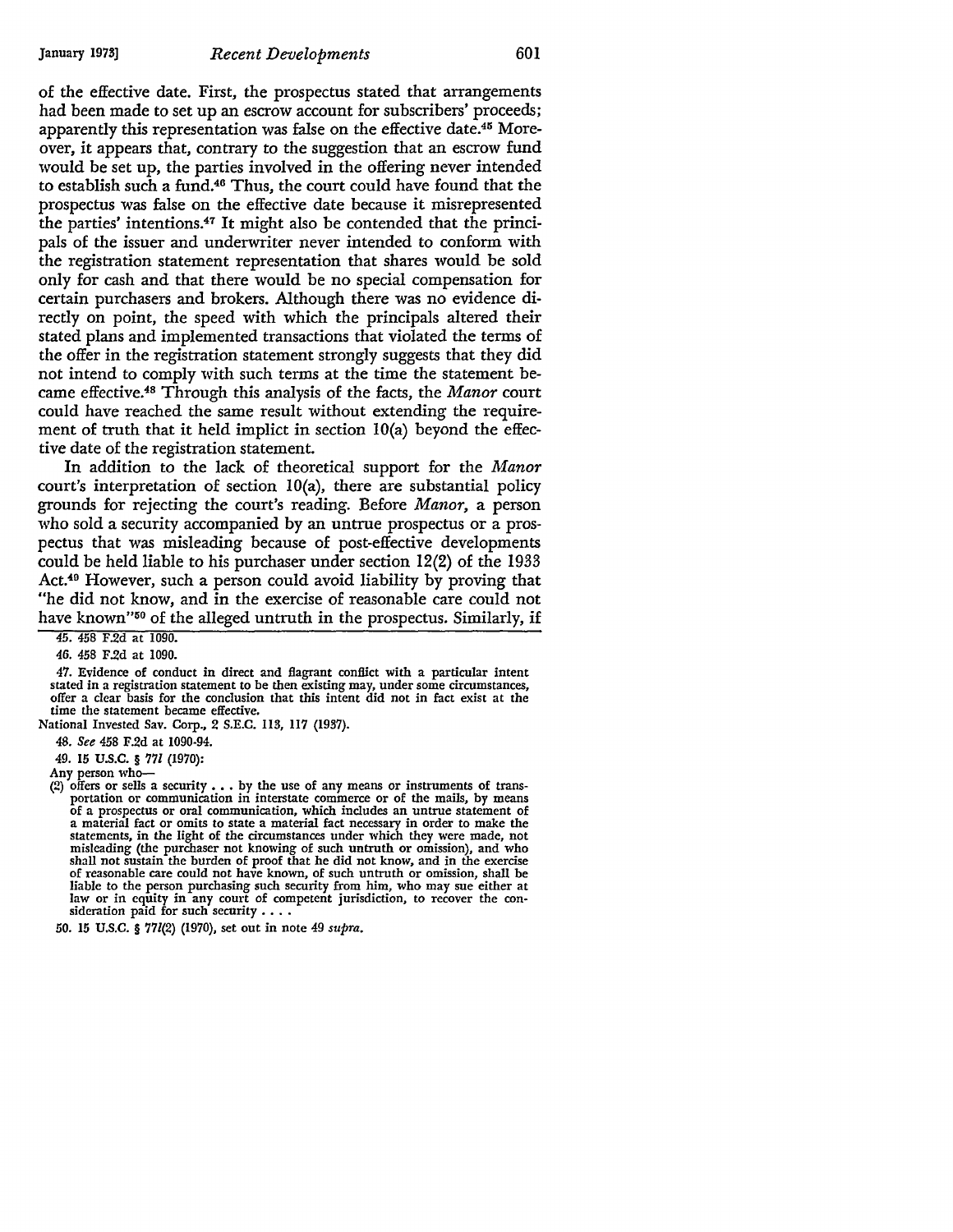of the effective date. First, the prospectus stated that arrangements had been made to set up an escrow account for subscribers' proceeds; apparently this representation was false on the effective date.[45] Moreover, it appears that, contrary to the suggestion that an escrow fund would be set up, the parties involved in the offering never intended to establish such a fund.[46] Thus, the court could have found that the prospectus was false on the effective date because it misrepresented the parties' intentions.[47] It might also be contended that the principals of the issuer and underwriter never intended to conform with the registration statement representation that shares would be sold only for cash and that there would be no special compensation for certain purchasers and brokers. Although there was no evidence directly on point, the speed with which the principals altered their stated plans and implemented transactions that violated the terms of the offer in the registration statement strongly suggests that they did not intend to comply with such terms at the time the statement became effective.[48] Through this analysis of the facts, the *Manor* court could have reached the same result without extending the requirement of truth that it held implict in section 10(a) beyond the effective date of the registration statement.

In addition to the lack of theoretical support for the *Manor* court's interpretation of section 10(a), there are substantial policy grounds for rejecting the court's reading. Before *Manor*, a person who sold a security accompanied by an untrue prospectus or a prospectus that was misleading because of post-effective developments could be held liable to his purchaser under section 12(2) of the 1933 Act.[49] However, such a person could avoid liability by proving that "he did not know, and in the exercise of reasonable care could not have known"[50] of the alleged untruth in the prospectus. Similarly, if

45. 458 F.2d at 1090.

46. 458 F.2d at 1090.

47. Evidence of conduct in direct and flagrant conflict with a particular intent stated in a registration statement to be then existing may, under some circumstances, offer a clear basis for the conclusion that this intent did not in fact exist at the time the statement became effective.

National Invested Sav. Corp., 2 S.E.C. 113, 117 (1937).

48. *See* 458 F.2d at 1090-94.

49. 15 U.S.C. § 77*l* (1970):

Any person who—

(2) offers or sells a security . . . by the use of any means or instruments of transportation or communication in interstate commerce or of the mails, by means of a prospectus or oral communication, which includes an untrue statement of a material fact or omits to state a material fact necessary in order to make the statements, in the light of the circumstances under which they were made, not misleading (the purchaser not knowing of such untruth or omission), and who shall not sustain the burden of proof that he did not know, and in the exercise of reasonable care could not have known, of such untruth or omission, shall be liable to the person purchasing such security from him, who may sue either at law or in equity in any court of competent jurisdiction, to recover the consideration paid for such security . . . .

50. 15 U.S.C. § 77*l*(2) (1970), set out in note 49 *supra*.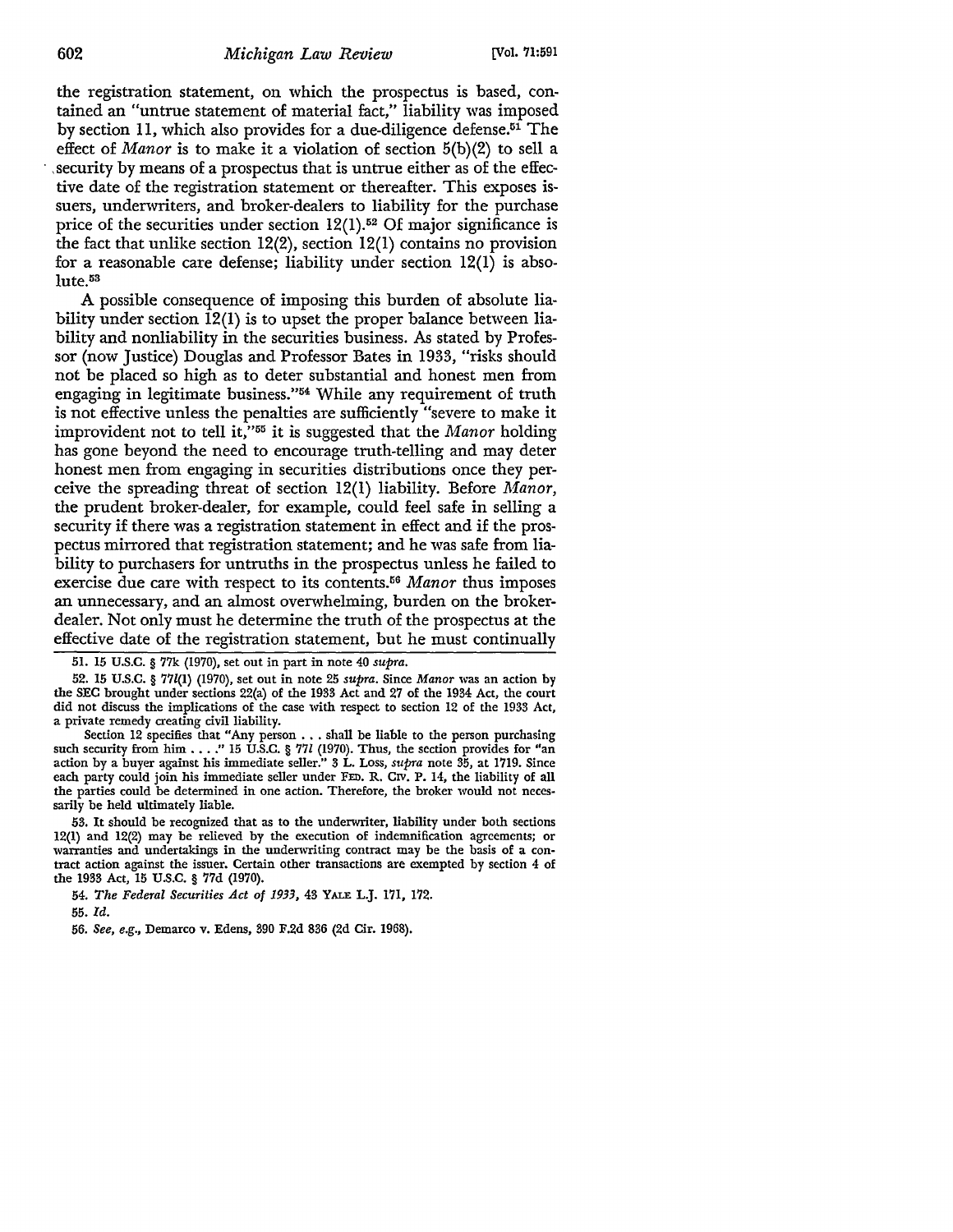the registration statement, on which the prospectus is based, contained an "untrue statement of material fact," liability was imposed by section 11, which also provides for a due-diligence defense.[51] The effect of *Manor* is to make it a violation of section 5(b)(2) to sell a security by means of a prospectus that is untrue either as of the effective date of the registration statement or thereafter. This exposes issuers, underwriters, and broker-dealers to liability for the purchase price of the securities under section 12(1).[52] Of major significance is the fact that unlike section 12(2), section 12(1) contains no provision for a reasonable care defense; liability under section 12(1) is absolute.[53]

A possible consequence of imposing this burden of absolute liability under section 12(1) is to upset the proper balance between liability and nonliability in the securities business. As stated by Professor (now Justice) Douglas and Professor Bates in 1933, "risks should not be placed so high as to deter substantial and honest men from engaging in legitimate business."[54] While any requirement of truth is not effective unless the penalties are sufficiently "severe to make it improvident not to tell it,"[55] it is suggested that the *Manor* holding has gone beyond the need to encourage truth-telling and may deter honest men from engaging in securities distributions once they perceive the spreading threat of section 12(1) liability. Before *Manor*, the prudent broker-dealer, for example, could feel safe in selling a security if there was a registration statement in effect and if the prospectus mirrored that registration statement; and he was safe from liability to purchasers for untruths in the prospectus unless he failed to exercise due care with respect to its contents.[56] *Manor* thus imposes an unnecessary, and an almost overwhelming, burden on the broker-dealer. Not only must he determine the truth of the prospectus at the effective date of the registration statement, but he must continually

---

51. 15 U.S.C. § 77k (1970), set out in part in note 40 *supra*.

52. 15 U.S.C. § 77*l*(1) (1970), set out in note 25 *supra*. Since *Manor* was an action by the SEC brought under sections 22(a) of the 1933 Act and 27 of the 1934 Act, the court did not discuss the implications of the case with respect to section 12 of the 1933 Act, a private remedy creating civil liability.

Section 12 specifies that "Any person . . . shall be liable to the person purchasing such security from him . . . ." 15 U.S.C. § 77*l* (1970). Thus, the section provides for "an action by a buyer against his immediate seller." 3 L. Loss, *supra* note 35, at 1719. Since each party could join his immediate seller under FED. R. CIV. P. 14, the liability of all the parties could be determined in one action. Therefore, the broker would not necessarily be held ultimately liable.

53. It should be recognized that as to the underwriter, liability under both sections 12(1) and 12(2) may be relieved by the execution of indemnification agreements; or warranties and undertakings in the underwriting contract may be the basis of a contract action against the issuer. Certain other transactions are exempted by section 4 of the 1933 Act, 15 U.S.C. § 77d (1970).

54. *The Federal Securities Act of 1933*, 43 YALE L.J. 171, 172.

55. *Id.*

56. *See, e.g.*, Demarco v. Edens, 390 F.2d 836 (2d Cir. 1968).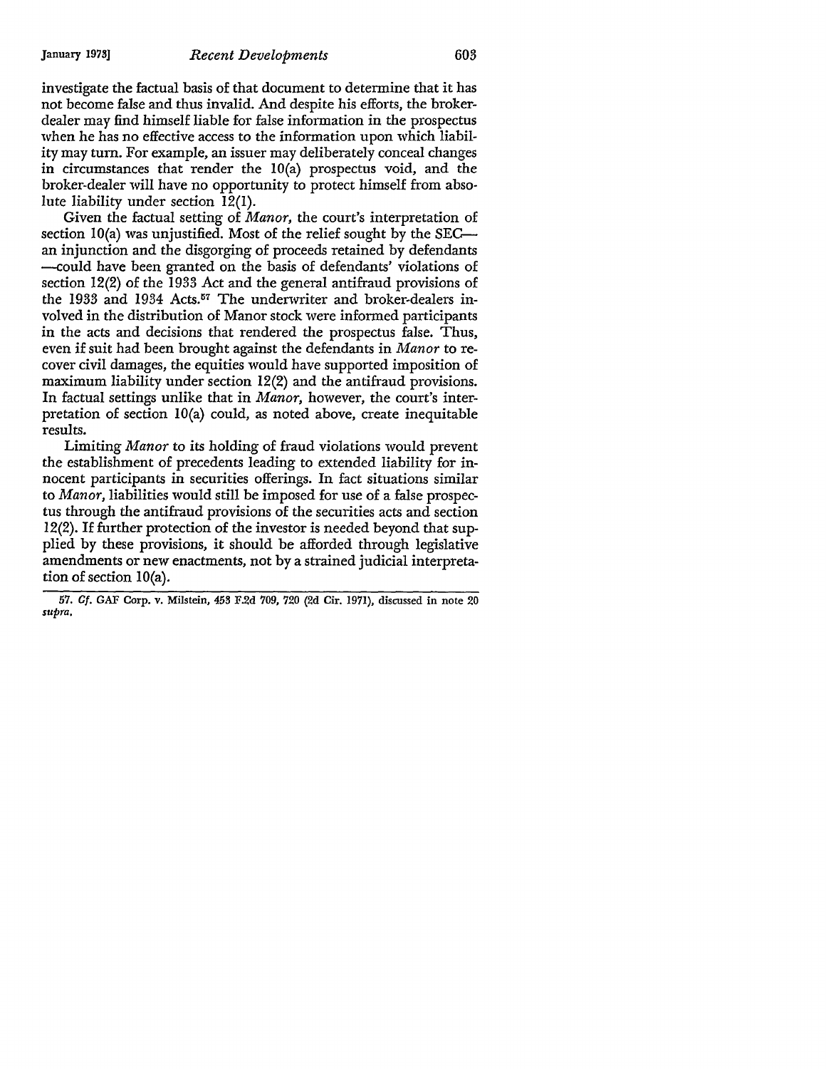investigate the factual basis of that document to determine that it has not become false and thus invalid. And despite his efforts, the broker-dealer may find himself liable for false information in the prospectus when he has no effective access to the information upon which liability may turn. For example, an issuer may deliberately conceal changes in circumstances that render the 10(a) prospectus void, and the broker-dealer will have no opportunity to protect himself from absolute liability under section 12(1).

Given the factual setting of *Manor*, the court's interpretation of section 10(a) was unjustified. Most of the relief sought by the SEC—an injunction and the disgorging of proceeds retained by defendants—could have been granted on the basis of defendants' violations of section 12(2) of the 1933 Act and the general antifraud provisions of the 1933 and 1934 Acts.[57] The underwriter and broker-dealers involved in the distribution of Manor stock were informed participants in the acts and decisions that rendered the prospectus false. Thus, even if suit had been brought against the defendants in *Manor* to recover civil damages, the equities would have supported imposition of maximum liability under section 12(2) and the antifraud provisions. In factual settings unlike that in *Manor*, however, the court's interpretation of section 10(a) could, as noted above, create inequitable results.

Limiting *Manor* to its holding of fraud violations would prevent the establishment of precedents leading to extended liability for innocent participants in securities offerings. In fact situations similar to *Manor*, liabilities would still be imposed for use of a false prospectus through the antifraud provisions of the securities acts and section 12(2). If further protection of the investor is needed beyond that supplied by these provisions, it should be afforded through legislative amendments or new enactments, not by a strained judicial interpretation of section 10(a).

---

57. *Cf.* GAF Corp. v. Milstein, 453 F.2d 709, 720 (2d Cir. 1971), discussed in note 20 *supra*.